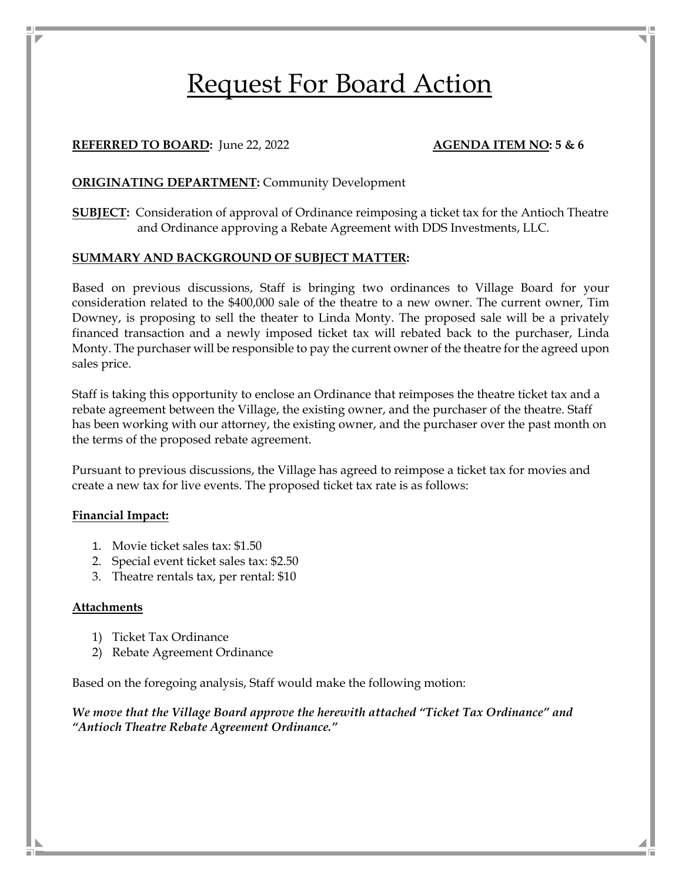# Request For Board Action

**REFERRED TO BOARD:** June 22, 2022 **AGENDA ITEM NO: 5 & 6**

**ORIGINATING DEPARTMENT:** Community Development

**SUBJECT:** Consideration of approval of Ordinance reimposing a ticket tax for the Antioch Theatre and Ordinance approving a Rebate Agreement with DDS Investments, LLC.

**SUMMARY AND BACKGROUND OF SUBJECT MATTER:**

Based on previous discussions, Staff is bringing two ordinances to Village Board for your consideration related to the $400,000 sale of the theatre to a new owner. The current owner, Tim Downey, is proposing to sell the theater to Linda Monty. The proposed sale will be a privately financed transaction and a newly imposed ticket tax will rebated back to the purchaser, Linda Monty. The purchaser will be responsible to pay the current owner of the theatre for the agreed upon sales price.

Staff is taking this opportunity to enclose an Ordinance that reimposes the theatre ticket tax and a rebate agreement between the Village, the existing owner, and the purchaser of the theatre. Staff has been working with our attorney, the existing owner, and the purchaser over the past month on the terms of the proposed rebate agreement.

Pursuant to previous discussions, the Village has agreed to reimpose a ticket tax for movies and create a new tax for live events. The proposed ticket tax rate is as follows:

**Financial Impact:**

1. Movie ticket sales tax: $1.50
2. Special event ticket sales tax: $2.50
3. Theatre rentals tax, per rental: $10

**Attachments**

1) Ticket Tax Ordinance
2) Rebate Agreement Ordinance

Based on the foregoing analysis, Staff would make the following motion:

***We move that the Village Board approve the herewith attached "Ticket Tax Ordinance" and "Antioch Theatre Rebate Agreement Ordinance."***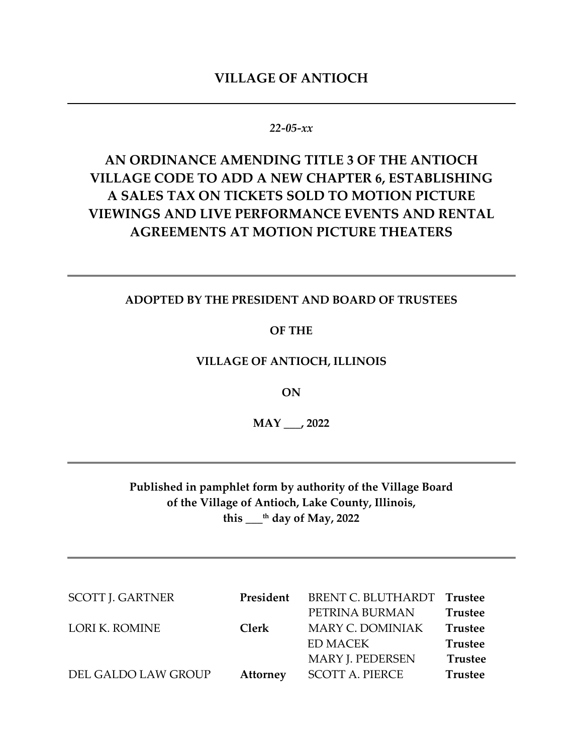# VILLAGE OF ANTIOCH

---

*22-05-xx*

## AN ORDINANCE AMENDING TITLE 3 OF THE ANTIOCH VILLAGE CODE TO ADD A NEW CHAPTER 6, ESTABLISHING A SALES TAX ON TICKETS SOLD TO MOTION PICTURE VIEWINGS AND LIVE PERFORMANCE EVENTS AND RENTAL AGREEMENTS AT MOTION PICTURE THEATERS

---

**ADOPTED BY THE PRESIDENT AND BOARD OF TRUSTEES**

**OF THE**

**VILLAGE OF ANTIOCH, ILLINOIS**

**ON**

**MAY ___, 2022**

---

**Published in pamphlet form by authority of the Village Board of the Village of Antioch, Lake County, Illinois, this ___th day of May, 2022**

---

| | | | |
|---|---|---|---|
| SCOTT J. GARTNER | **President** | BRENT C. BLUTHARDT | **Trustee** |
| | | PETRINA BURMAN | **Trustee** |
| LORI K. ROMINE | **Clerk** | MARY C. DOMINIAK | **Trustee** |
| | | ED MACEK | **Trustee** |
| | | MARY J. PEDERSEN | **Trustee** |
| DEL GALDO LAW GROUP | **Attorney** | SCOTT A. PIERCE | **Trustee** |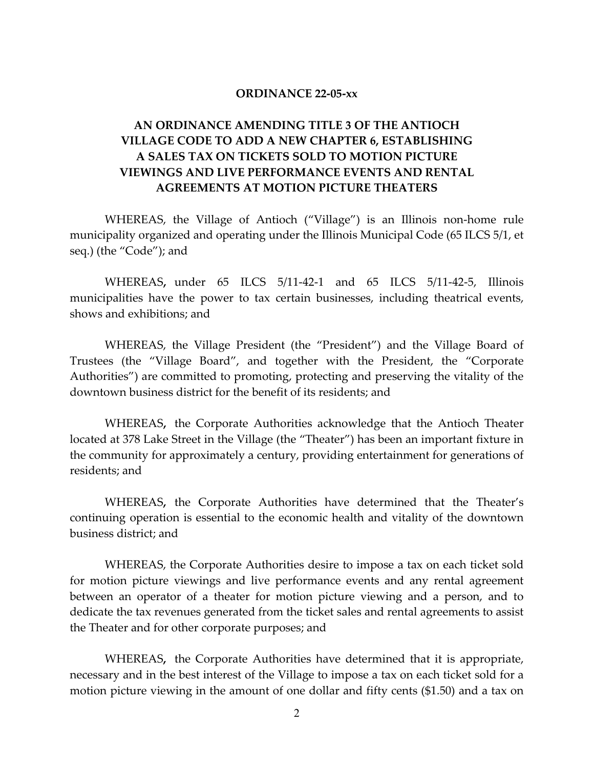**ORDINANCE 22-05-xx**

**AN ORDINANCE AMENDING TITLE 3 OF THE ANTIOCH VILLAGE CODE TO ADD A NEW CHAPTER 6, ESTABLISHING A SALES TAX ON TICKETS SOLD TO MOTION PICTURE VIEWINGS AND LIVE PERFORMANCE EVENTS AND RENTAL AGREEMENTS AT MOTION PICTURE THEATERS**

WHEREAS, the Village of Antioch ("Village") is an Illinois non-home rule municipality organized and operating under the Illinois Municipal Code (65 ILCS 5/1, et seq.) (the "Code"); and

WHEREAS, under 65 ILCS 5/11-42-1 and 65 ILCS 5/11-42-5, Illinois municipalities have the power to tax certain businesses, including theatrical events, shows and exhibitions; and

WHEREAS, the Village President (the "President") and the Village Board of Trustees (the "Village Board", and together with the President, the "Corporate Authorities") are committed to promoting, protecting and preserving the vitality of the downtown business district for the benefit of its residents; and

WHEREAS, the Corporate Authorities acknowledge that the Antioch Theater located at 378 Lake Street in the Village (the "Theater") has been an important fixture in the community for approximately a century, providing entertainment for generations of residents; and

WHEREAS, the Corporate Authorities have determined that the Theater's continuing operation is essential to the economic health and vitality of the downtown business district; and

WHEREAS, the Corporate Authorities desire to impose a tax on each ticket sold for motion picture viewings and live performance events and any rental agreement between an operator of a theater for motion picture viewing and a person, and to dedicate the tax revenues generated from the ticket sales and rental agreements to assist the Theater and for other corporate purposes; and

WHEREAS, the Corporate Authorities have determined that it is appropriate, necessary and in the best interest of the Village to impose a tax on each ticket sold for a motion picture viewing in the amount of one dollar and fifty cents ($1.50) and a tax on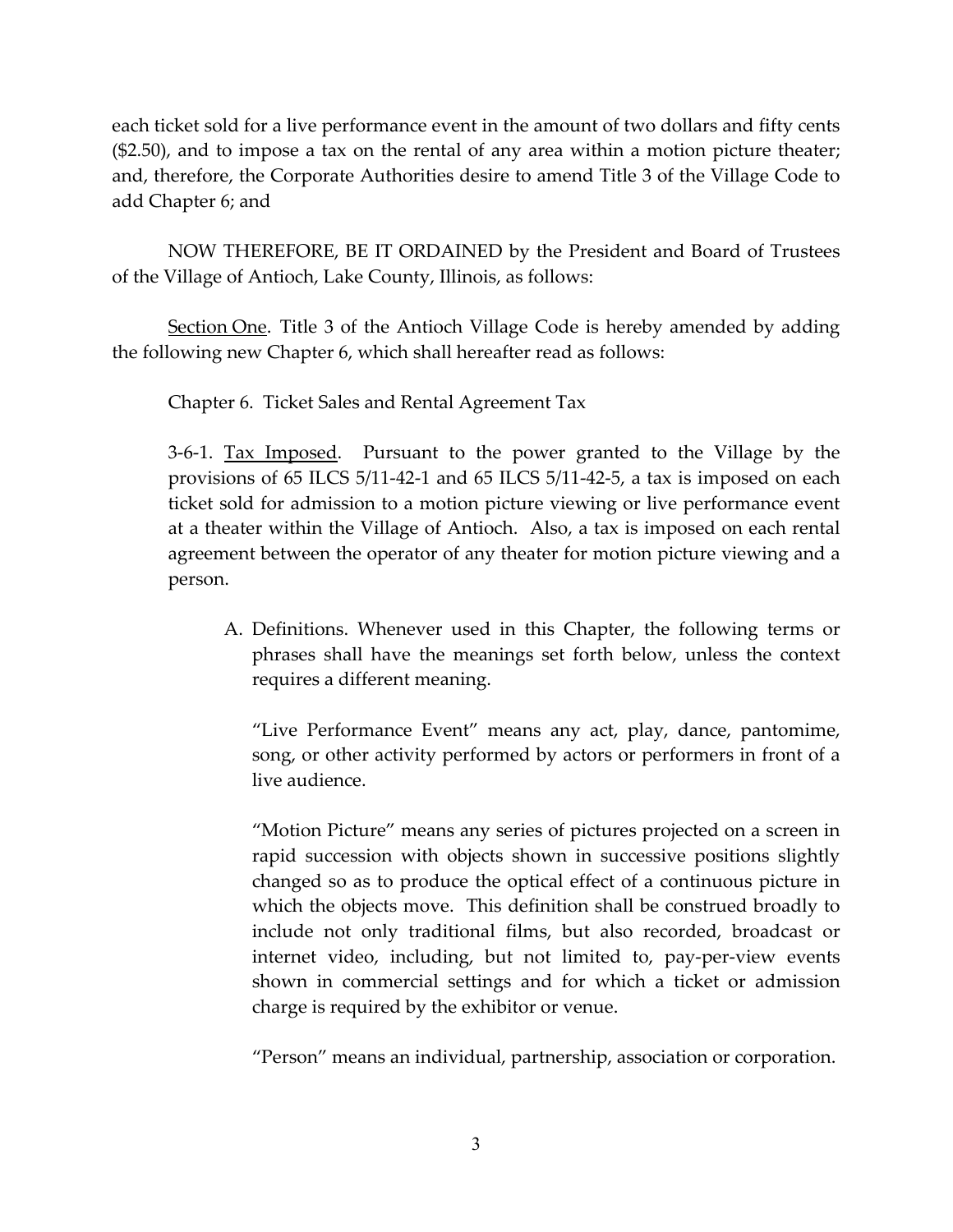each ticket sold for a live performance event in the amount of two dollars and fifty cents ($2.50), and to impose a tax on the rental of any area within a motion picture theater; and, therefore, the Corporate Authorities desire to amend Title 3 of the Village Code to add Chapter 6; and

NOW THEREFORE, BE IT ORDAINED by the President and Board of Trustees of the Village of Antioch, Lake County, Illinois, as follows:

Section One. Title 3 of the Antioch Village Code is hereby amended by adding the following new Chapter 6, which shall hereafter read as follows:

Chapter 6. Ticket Sales and Rental Agreement Tax

3-6-1. Tax Imposed. Pursuant to the power granted to the Village by the provisions of 65 ILCS 5/11-42-1 and 65 ILCS 5/11-42-5, a tax is imposed on each ticket sold for admission to a motion picture viewing or live performance event at a theater within the Village of Antioch. Also, a tax is imposed on each rental agreement between the operator of any theater for motion picture viewing and a person.

A. Definitions. Whenever used in this Chapter, the following terms or phrases shall have the meanings set forth below, unless the context requires a different meaning.

"Live Performance Event" means any act, play, dance, pantomime, song, or other activity performed by actors or performers in front of a live audience.

"Motion Picture" means any series of pictures projected on a screen in rapid succession with objects shown in successive positions slightly changed so as to produce the optical effect of a continuous picture in which the objects move. This definition shall be construed broadly to include not only traditional films, but also recorded, broadcast or internet video, including, but not limited to, pay-per-view events shown in commercial settings and for which a ticket or admission charge is required by the exhibitor or venue.

"Person" means an individual, partnership, association or corporation.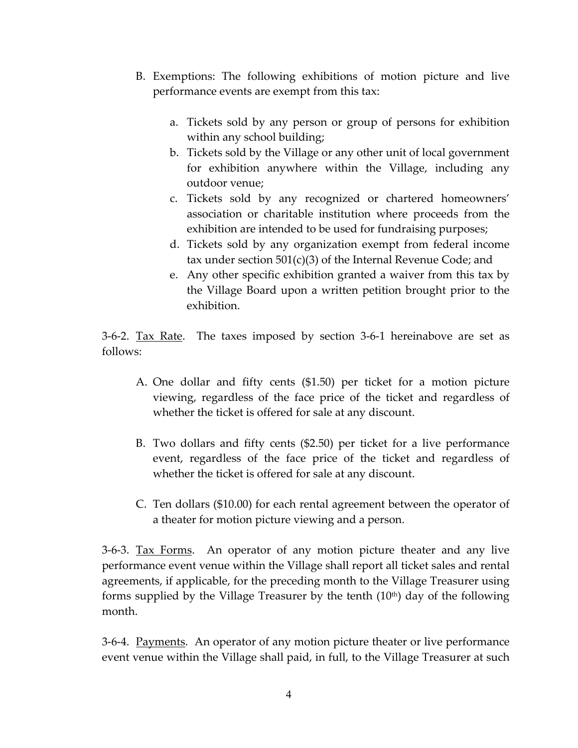B. Exemptions: The following exhibitions of motion picture and live performance events are exempt from this tax:

   a. Tickets sold by any person or group of persons for exhibition within any school building;
   b. Tickets sold by the Village or any other unit of local government for exhibition anywhere within the Village, including any outdoor venue;
   c. Tickets sold by any recognized or chartered homeowners' association or charitable institution where proceeds from the exhibition are intended to be used for fundraising purposes;
   d. Tickets sold by any organization exempt from federal income tax under section 501(c)(3) of the Internal Revenue Code; and
   e. Any other specific exhibition granted a waiver from this tax by the Village Board upon a written petition brought prior to the exhibition.

3-6-2. Tax Rate. The taxes imposed by section 3-6-1 hereinabove are set as follows:

A. One dollar and fifty cents ($1.50) per ticket for a motion picture viewing, regardless of the face price of the ticket and regardless of whether the ticket is offered for sale at any discount.

B. Two dollars and fifty cents ($2.50) per ticket for a live performance event, regardless of the face price of the ticket and regardless of whether the ticket is offered for sale at any discount.

C. Ten dollars ($10.00) for each rental agreement between the operator of a theater for motion picture viewing and a person.

3-6-3. Tax Forms. An operator of any motion picture theater and any live performance event venue within the Village shall report all ticket sales and rental agreements, if applicable, for the preceding month to the Village Treasurer using forms supplied by the Village Treasurer by the tenth (10th) day of the following month.

3-6-4. Payments. An operator of any motion picture theater or live performance event venue within the Village shall paid, in full, to the Village Treasurer at such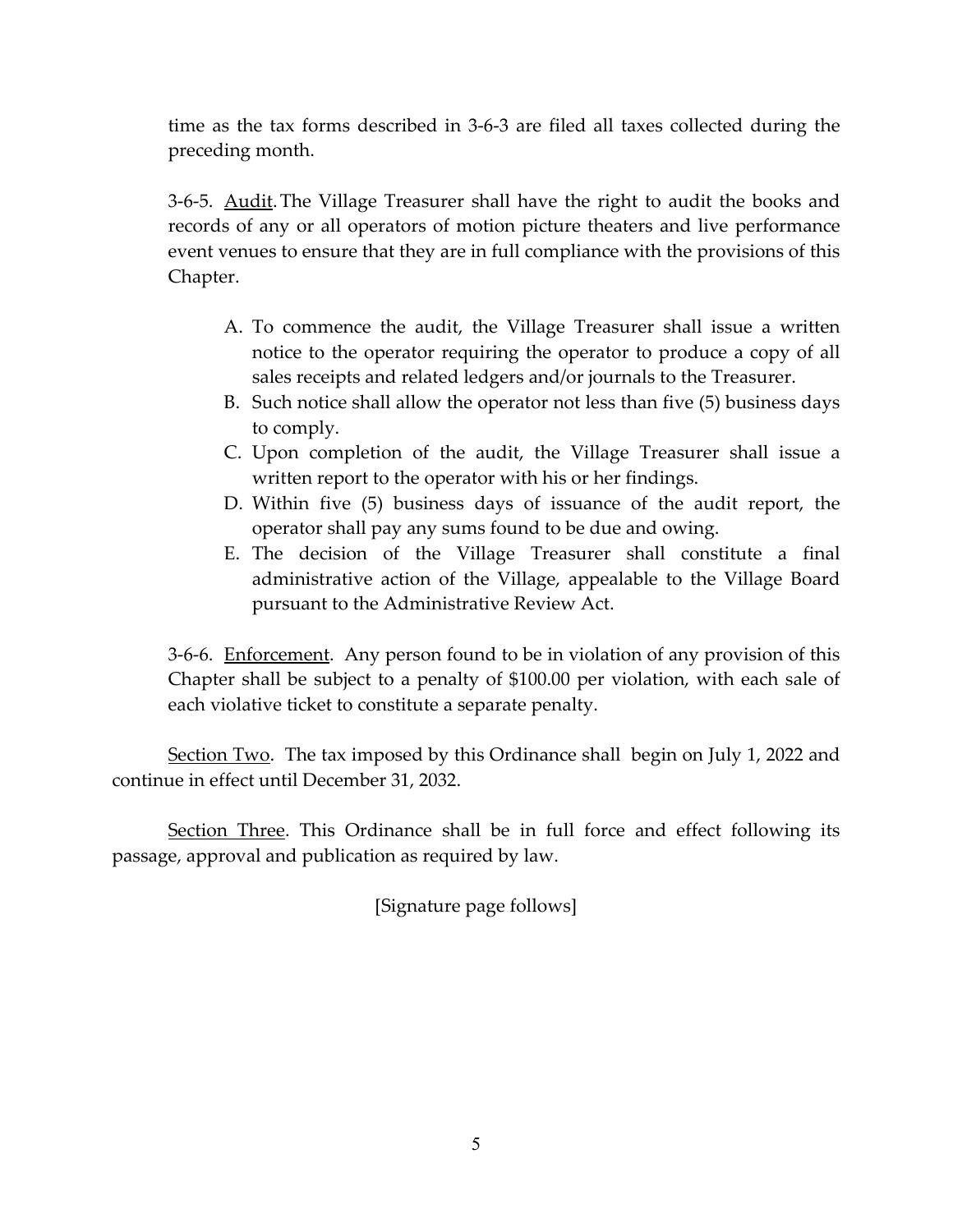time as the tax forms described in 3-6-3 are filed all taxes collected during the preceding month.

3-6-5. Audit. The Village Treasurer shall have the right to audit the books and records of any or all operators of motion picture theaters and live performance event venues to ensure that they are in full compliance with the provisions of this Chapter.

A. To commence the audit, the Village Treasurer shall issue a written notice to the operator requiring the operator to produce a copy of all sales receipts and related ledgers and/or journals to the Treasurer.
B. Such notice shall allow the operator not less than five (5) business days to comply.
C. Upon completion of the audit, the Village Treasurer shall issue a written report to the operator with his or her findings.
D. Within five (5) business days of issuance of the audit report, the operator shall pay any sums found to be due and owing.
E. The decision of the Village Treasurer shall constitute a final administrative action of the Village, appealable to the Village Board pursuant to the Administrative Review Act.

3-6-6. Enforcement. Any person found to be in violation of any provision of this Chapter shall be subject to a penalty of $100.00 per violation, with each sale of each violative ticket to constitute a separate penalty.

Section Two. The tax imposed by this Ordinance shall begin on July 1, 2022 and continue in effect until December 31, 2032.

Section Three. This Ordinance shall be in full force and effect following its passage, approval and publication as required by law.

[Signature page follows]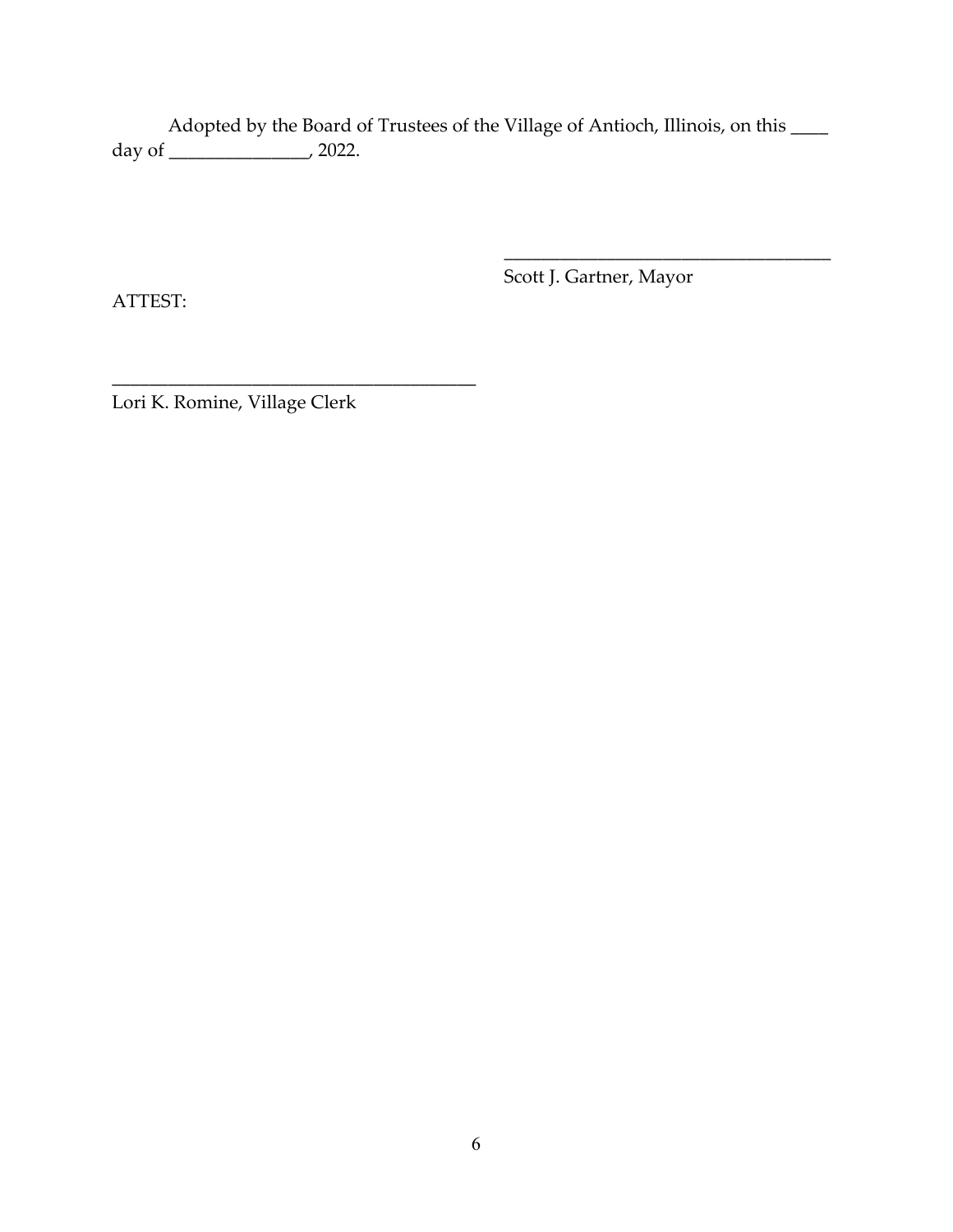Adopted by the Board of Trustees of the Village of Antioch, Illinois, on this ____ day of _______________, 2022.

_____________________________________
Scott J. Gartner, Mayor

ATTEST:

_________________________________________
Lori K. Romine, Village Clerk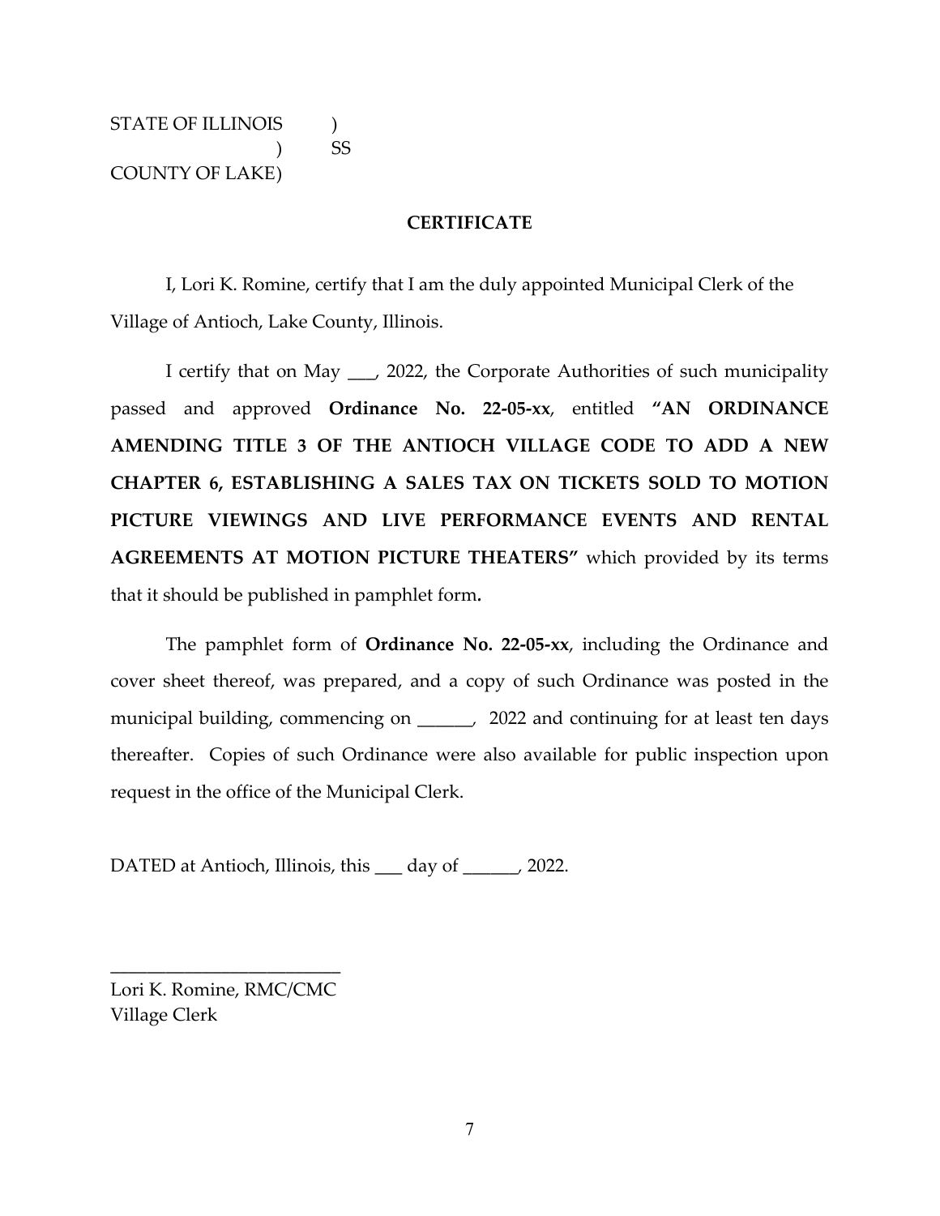STATE OF ILLINOIS )
) SS
COUNTY OF LAKE)

**CERTIFICATE**

I, Lori K. Romine, certify that I am the duly appointed Municipal Clerk of the Village of Antioch, Lake County, Illinois.

I certify that on May ___, 2022, the Corporate Authorities of such municipality passed and approved **Ordinance No. 22-05-xx**, entitled **"AN ORDINANCE AMENDING TITLE 3 OF THE ANTIOCH VILLAGE CODE TO ADD A NEW CHAPTER 6, ESTABLISHING A SALES TAX ON TICKETS SOLD TO MOTION PICTURE VIEWINGS AND LIVE PERFORMANCE EVENTS AND RENTAL AGREEMENTS AT MOTION PICTURE THEATERS"** which provided by its terms that it should be published in pamphlet form**.**

The pamphlet form of **Ordinance No. 22-05-xx**, including the Ordinance and cover sheet thereof, was prepared, and a copy of such Ordinance was posted in the municipal building, commencing on ______, 2022 and continuing for at least ten days thereafter. Copies of such Ordinance were also available for public inspection upon request in the office of the Municipal Clerk.

DATED at Antioch, Illinois, this ___ day of ______, 2022.

_________________________
Lori K. Romine, RMC/CMC
Village Clerk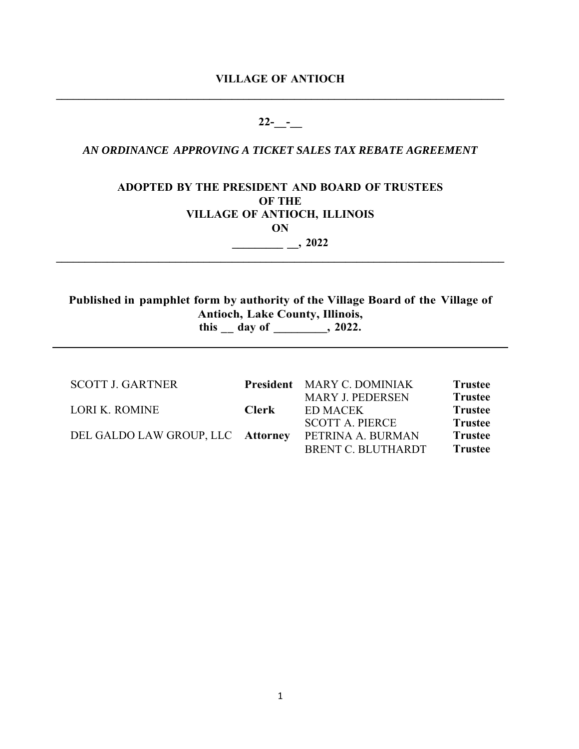**VILLAGE OF ANTIOCH**

---

**22-__-__**

***AN ORDINANCE APPROVING A TICKET SALES TAX REBATE AGREEMENT***

**ADOPTED BY THE PRESIDENT AND BOARD OF TRUSTEES**
**OF THE**
**VILLAGE OF ANTIOCH, ILLINOIS**
**ON**
**_________ __, 2022**

---

**Published in pamphlet form by authority of the Village Board of the Village of Antioch, Lake County, Illinois,**
**this __ day of _________, 2022.**

---

| | | | |
|---|---|---|---|
| SCOTT J. GARTNER | **President** | MARY C. DOMINIAK | **Trustee** |
| | | MARY J. PEDERSEN | **Trustee** |
| LORI K. ROMINE | **Clerk** | ED MACEK | **Trustee** |
| | | SCOTT A. PIERCE | **Trustee** |
| DEL GALDO LAW GROUP, LLC | **Attorney** | PETRINA A. BURMAN | **Trustee** |
| | | BRENT C. BLUTHARDT | **Trustee** |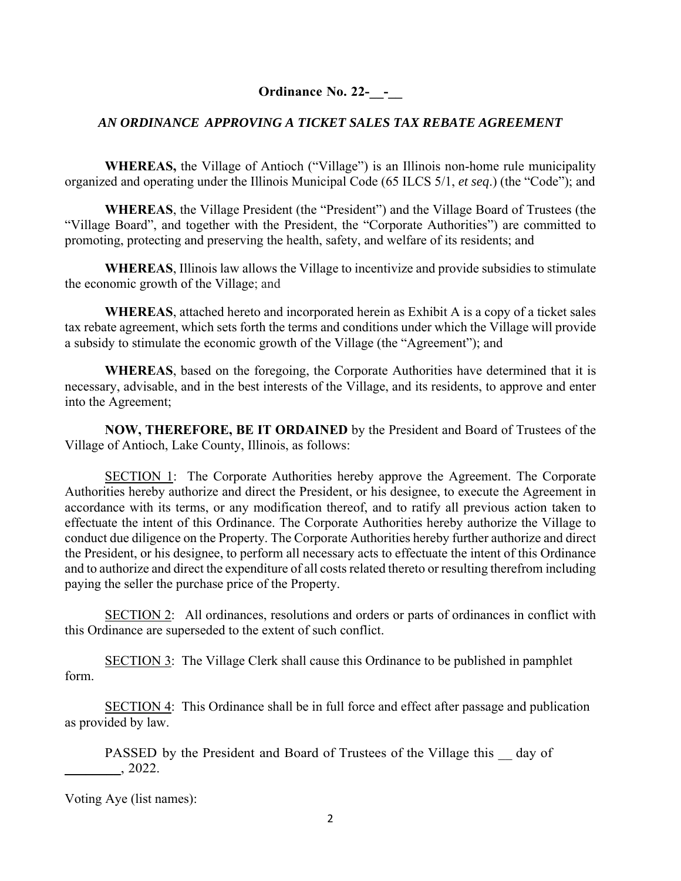**Ordinance No. 22-__-__**

***AN ORDINANCE APPROVING A TICKET SALES TAX REBATE AGREEMENT***

**WHEREAS,** the Village of Antioch ("Village") is an Illinois non-home rule municipality organized and operating under the Illinois Municipal Code (65 ILCS 5/1, *et seq*.) (the "Code"); and

**WHEREAS**, the Village President (the "President") and the Village Board of Trustees (the "Village Board", and together with the President, the "Corporate Authorities") are committed to promoting, protecting and preserving the health, safety, and welfare of its residents; and

**WHEREAS**, Illinois law allows the Village to incentivize and provide subsidies to stimulate the economic growth of the Village; and

**WHEREAS**, attached hereto and incorporated herein as Exhibit A is a copy of a ticket sales tax rebate agreement, which sets forth the terms and conditions under which the Village will provide a subsidy to stimulate the economic growth of the Village (the "Agreement"); and

**WHEREAS**, based on the foregoing, the Corporate Authorities have determined that it is necessary, advisable, and in the best interests of the Village, and its residents, to approve and enter into the Agreement;

**NOW, THEREFORE, BE IT ORDAINED** by the President and Board of Trustees of the Village of Antioch, Lake County, Illinois, as follows:

SECTION 1: The Corporate Authorities hereby approve the Agreement. The Corporate Authorities hereby authorize and direct the President, or his designee, to execute the Agreement in accordance with its terms, or any modification thereof, and to ratify all previous action taken to effectuate the intent of this Ordinance. The Corporate Authorities hereby authorize the Village to conduct due diligence on the Property. The Corporate Authorities hereby further authorize and direct the President, or his designee, to perform all necessary acts to effectuate the intent of this Ordinance and to authorize and direct the expenditure of all costs related thereto or resulting therefrom including paying the seller the purchase price of the Property.

SECTION 2: All ordinances, resolutions and orders or parts of ordinances in conflict with this Ordinance are superseded to the extent of such conflict.

SECTION 3: The Village Clerk shall cause this Ordinance to be published in pamphlet form.

SECTION 4: This Ordinance shall be in full force and effect after passage and publication as provided by law.

PASSED by the President and Board of Trustees of the Village this __ day of ________, 2022.

Voting Aye (list names):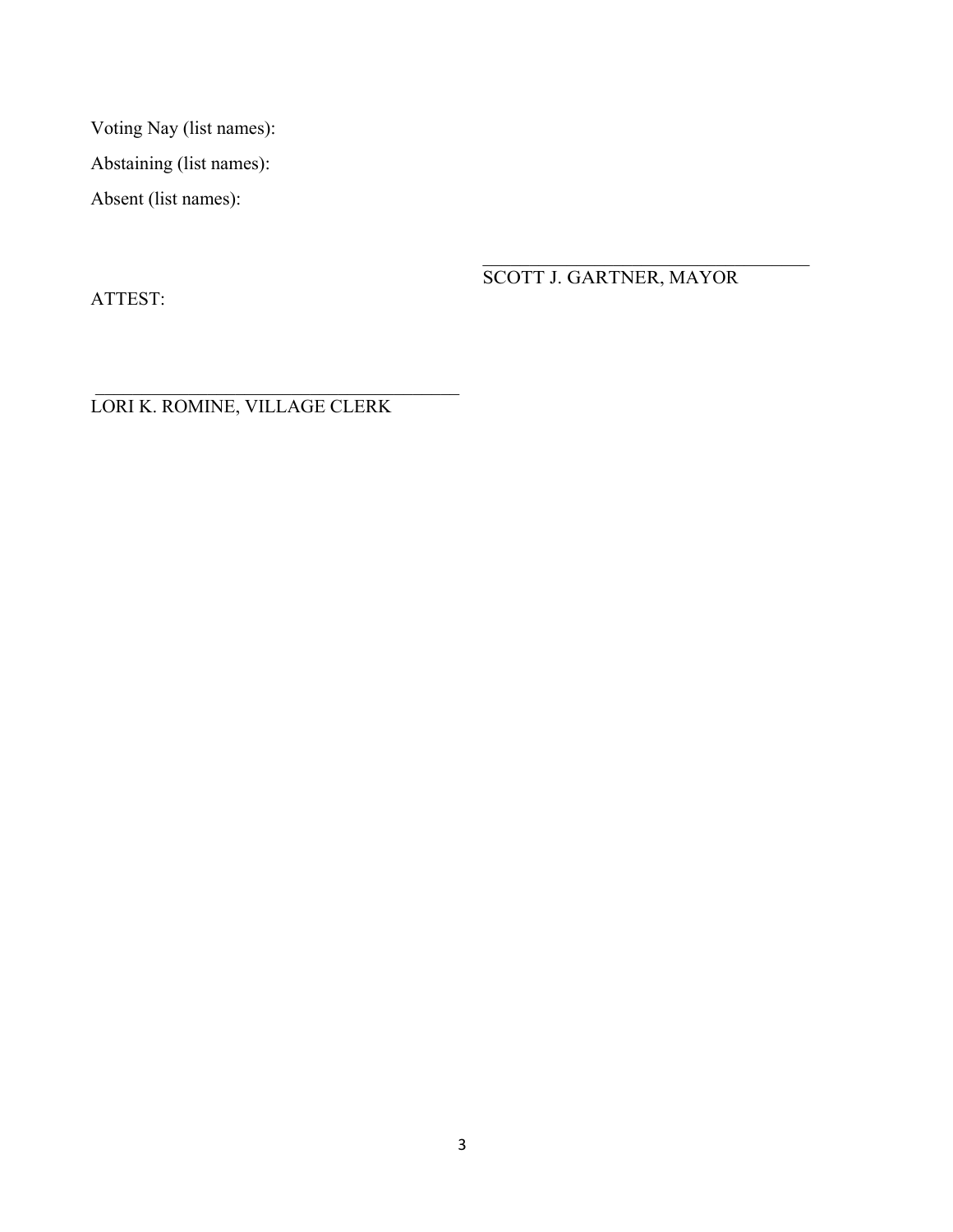Voting Nay (list names):

Abstaining (list names):

Absent (list names):

\_\_\_\_\_\_\_\_\_\_\_\_\_\_\_\_\_\_\_\_\_\_\_\_\_\_\_\_\_\_\_\_\_\_
SCOTT J. GARTNER, MAYOR

ATTEST:

\_\_\_\_\_\_\_\_\_\_\_\_\_\_\_\_\_\_\_\_\_\_\_\_\_\_\_\_\_\_\_\_\_\_\_\_\_\_
LORI K. ROMINE, VILLAGE CLERK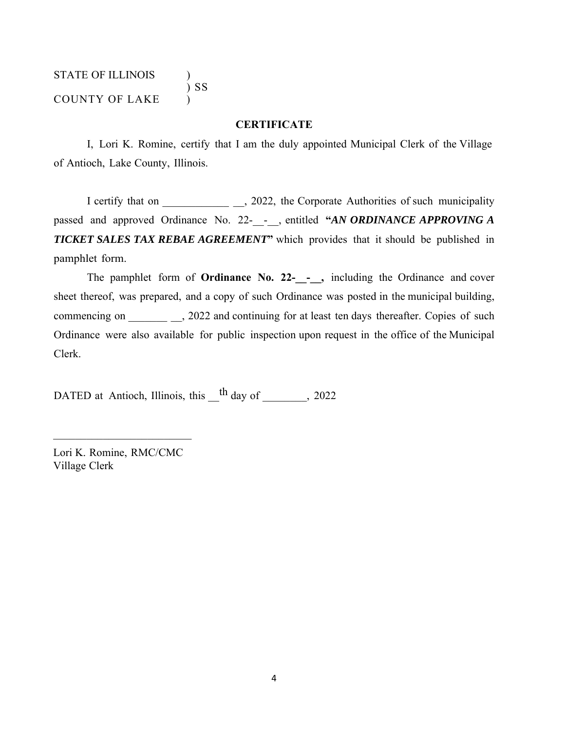STATE OF ILLINOIS )
) SS
COUNTY OF LAKE )

## CERTIFICATE

I, Lori K. Romine, certify that I am the duly appointed Municipal Clerk of the Village of Antioch, Lake County, Illinois.

I certify that on ____________ __, 2022, the Corporate Authorities of such municipality passed and approved Ordinance No. 22-__-__, entitled **"*AN ORDINANCE APPROVING A TICKET SALES TAX REBAE AGREEMENT*"** which provides that it should be published in pamphlet form.

The pamphlet form of **Ordinance No. 22-__-__,** including the Ordinance and cover sheet thereof, was prepared, and a copy of such Ordinance was posted in the municipal building, commencing on _______ __, 2022 and continuing for at least ten days thereafter. Copies of such Ordinance were also available for public inspection upon request in the office of the Municipal Clerk.

DATED at Antioch, Illinois, this __th day of ________, 2022

_________________________

Lori K. Romine, RMC/CMC
Village Clerk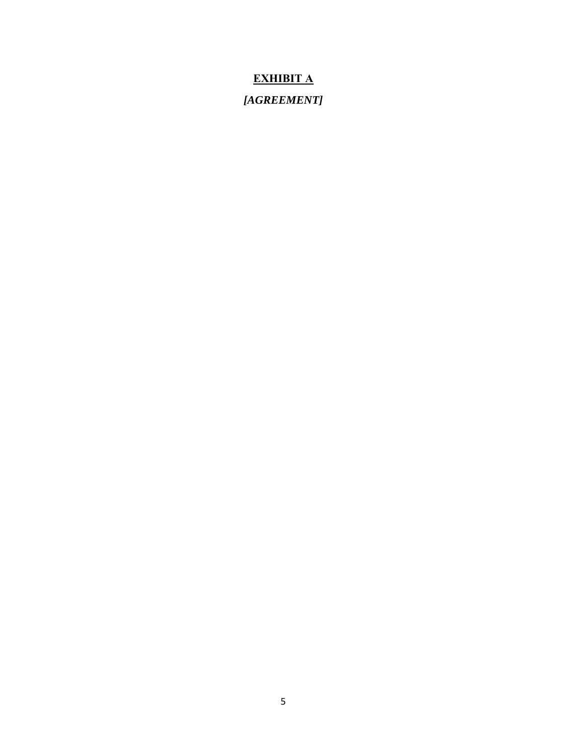# **<u>EXHIBIT A</u>**

***[AGREEMENT]***